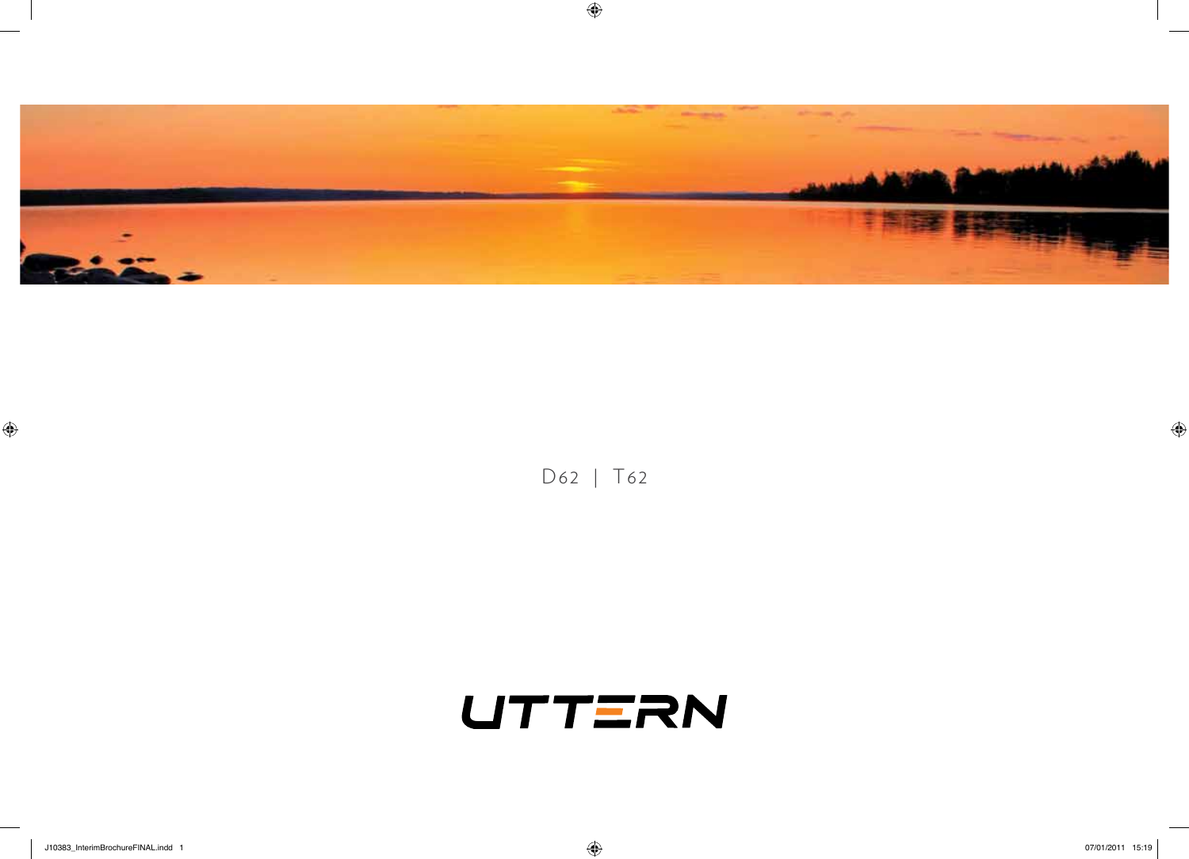D62 | T62

UTTERN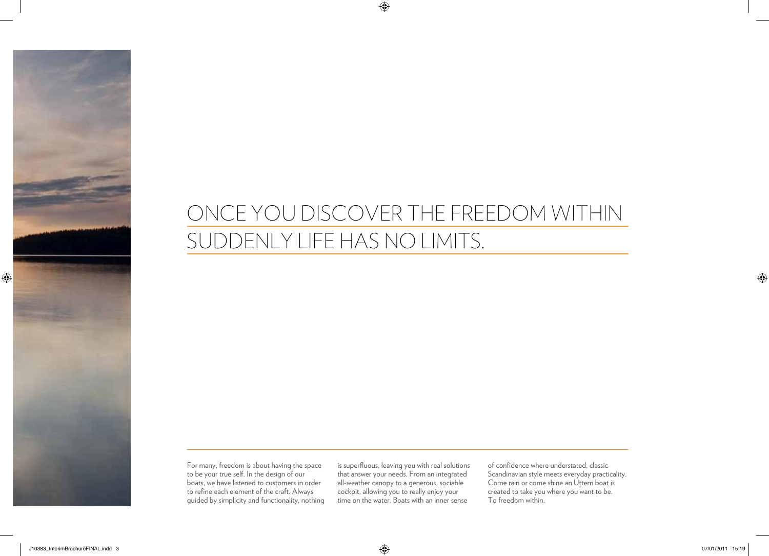# ONCE YOU DISCOVER THE FREEDOM WITHIN SUDDENLY LIFE HAS NO LIMITS.

For many, freedom is about having the space to be your true self. In the design of our boats, we have listened to customers in order to refine each element of the craft. Always guided by simplicity and functionality, nothing is superfluous, leaving you with real solutions that answer your needs. From an integrated all-weather canopy to a generous, sociable cockpit, allowing you to really enjoy your time on the water. Boats with an inner sense of confidence where understated, classic Scandinavian style meets everyday practicality. Come rain or come shine an Uttern boat is created to take you where you want to be. To freedom within.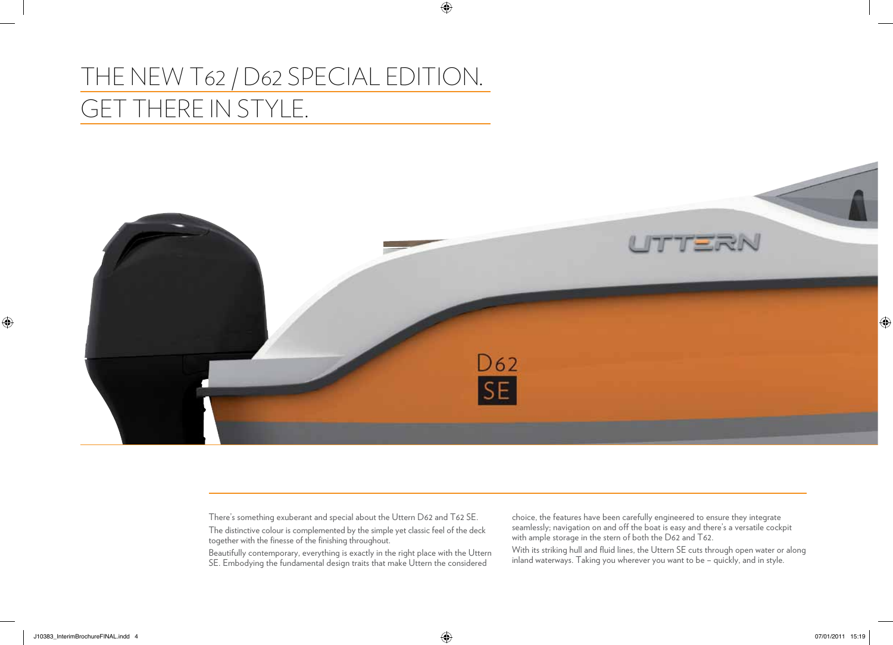# THE NEW T62 / D62 SPECIAL EDITION.
# GET THERE IN STYLE.

There's something exuberant and special about the Uttern D62 and T62 SE.

The distinctive colour is complemented by the simple yet classic feel of the deck together with the finesse of the finishing throughout.

Beautifully contemporary, everything is exactly in the right place with the Uttern SE. Embodying the fundamental design traits that make Uttern the considered choice, the features have been carefully engineered to ensure they integrate seamlessly; navigation on and off the boat is easy and there's a versatile cockpit with ample storage in the stern of both the D62 and T62.

With its striking hull and fluid lines, the Uttern SE cuts through open water or along inland waterways. Taking you wherever you want to be – quickly, and in style.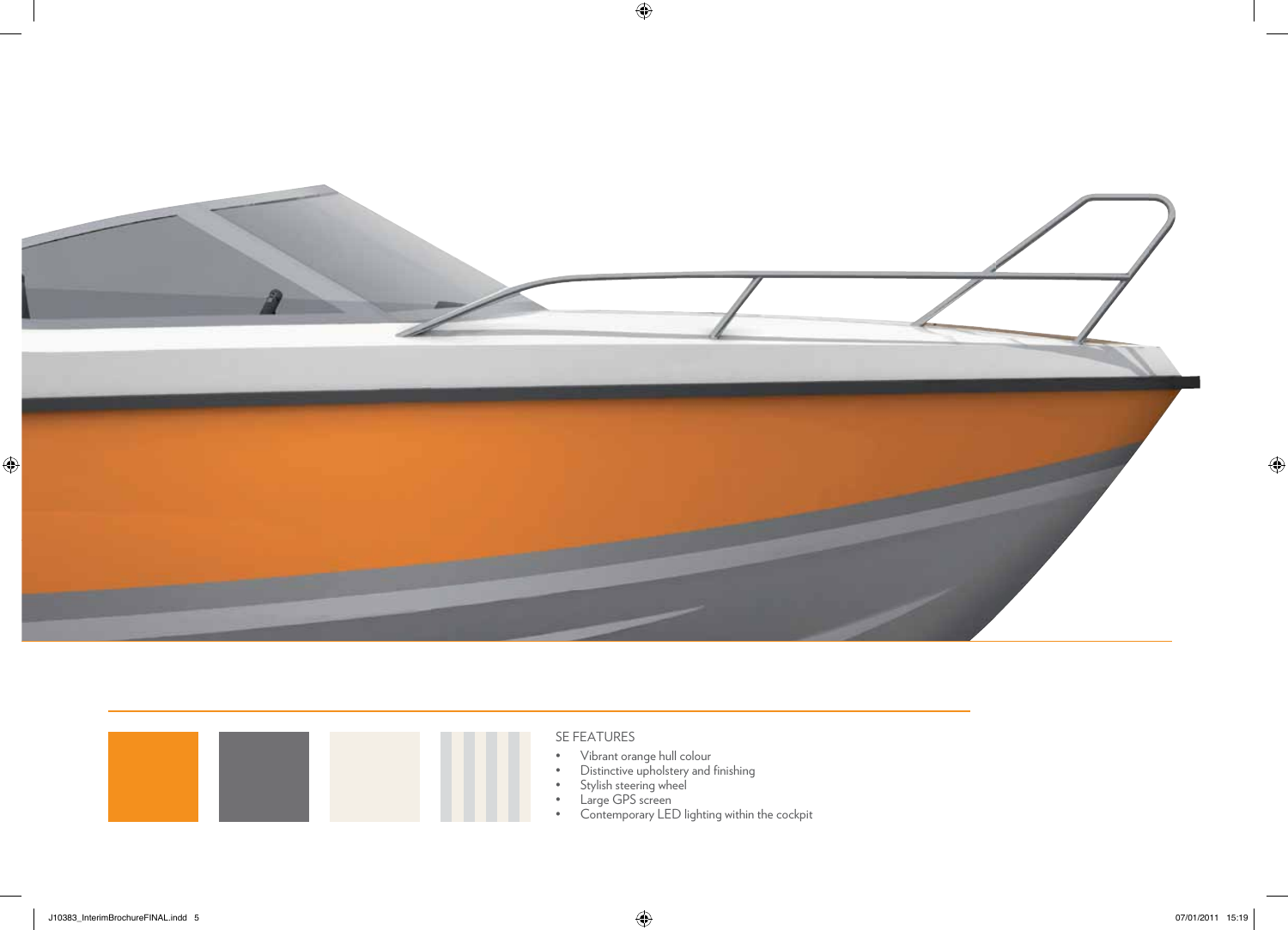SE FEATURES

- Vibrant orange hull colour
- Distinctive upholstery and finishing
- Stylish steering wheel
- Large GPS screen
- Contemporary LED lighting within the cockpit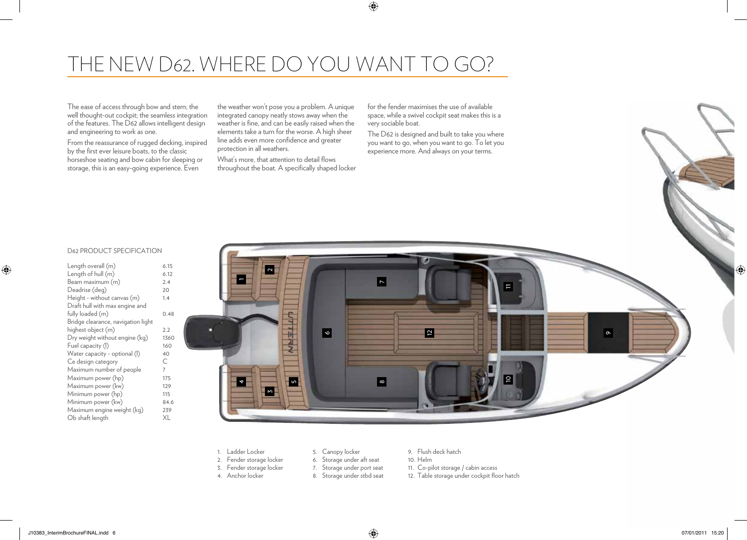# THE NEW D62. WHERE DO YOU WANT TO GO?

The ease of access through bow and stern; the well thought-out cockpit; the seamless integration of the features. The D62 allows intelligent design and engineering to work as one.

From the reassurance of rugged decking, inspired by the first ever leisure boats, to the classic horseshoe seating and bow cabin for sleeping or storage, this is an easy-going experience. Even the weather won't pose you a problem. A unique integrated canopy neatly stows away when the weather is fine, and can be easily raised when the elements take a turn for the worse. A high sheer line adds even more confidence and greater protection in all weathers.

What's more, that attention to detail flows throughout the boat. A specifically shaped locker for the fender maximises the use of available space, while a swivel cockpit seat makes this is a very sociable boat.

The D62 is designed and built to take you where you want to go, when you want to go. To let you experience more. And always on your terms.

## D62 PRODUCT SPECIFICATION

| | |
|---|---|
| Length overall (m) | 6.15 |
| Length of hull (m) | 6.12 |
| Beam maximum (m) | 2.4 |
| Deadrise (deg) | 20 |
| Height - without canvas (m) | 1.4 |
| Draft hull with max engine and fully loaded (m) | 0.48 |
| Bridge clearance, navigation light highest object (m) | 2.2 |
| Dry weight without engine (kg) | 1360 |
| Fuel capacity (l) | 160 |
| Water capacity - optional (l) | 40 |
| Ce design category | C |
| Maximum number of people | 7 |
| Maximum power (hp) | 175 |
| Maximum power (kw) | 129 |
| Minimum power (hp) | 115 |
| Minimum power (kw) | 84.6 |
| Maximum engine weight (kg) | 239 |
| Ob shaft length | XL |

1. Ladder Locker
2. Fender storage locker
3. Fender storage locker
4. Anchor locker
5. Canopy locker
6. Storage under aft seat
7. Storage under port seat
8. Storage under stbd seat
9. Flush deck hatch
10. Helm
11. Co-pilot storage / cabin access
12. Table storage under cockpit floor hatch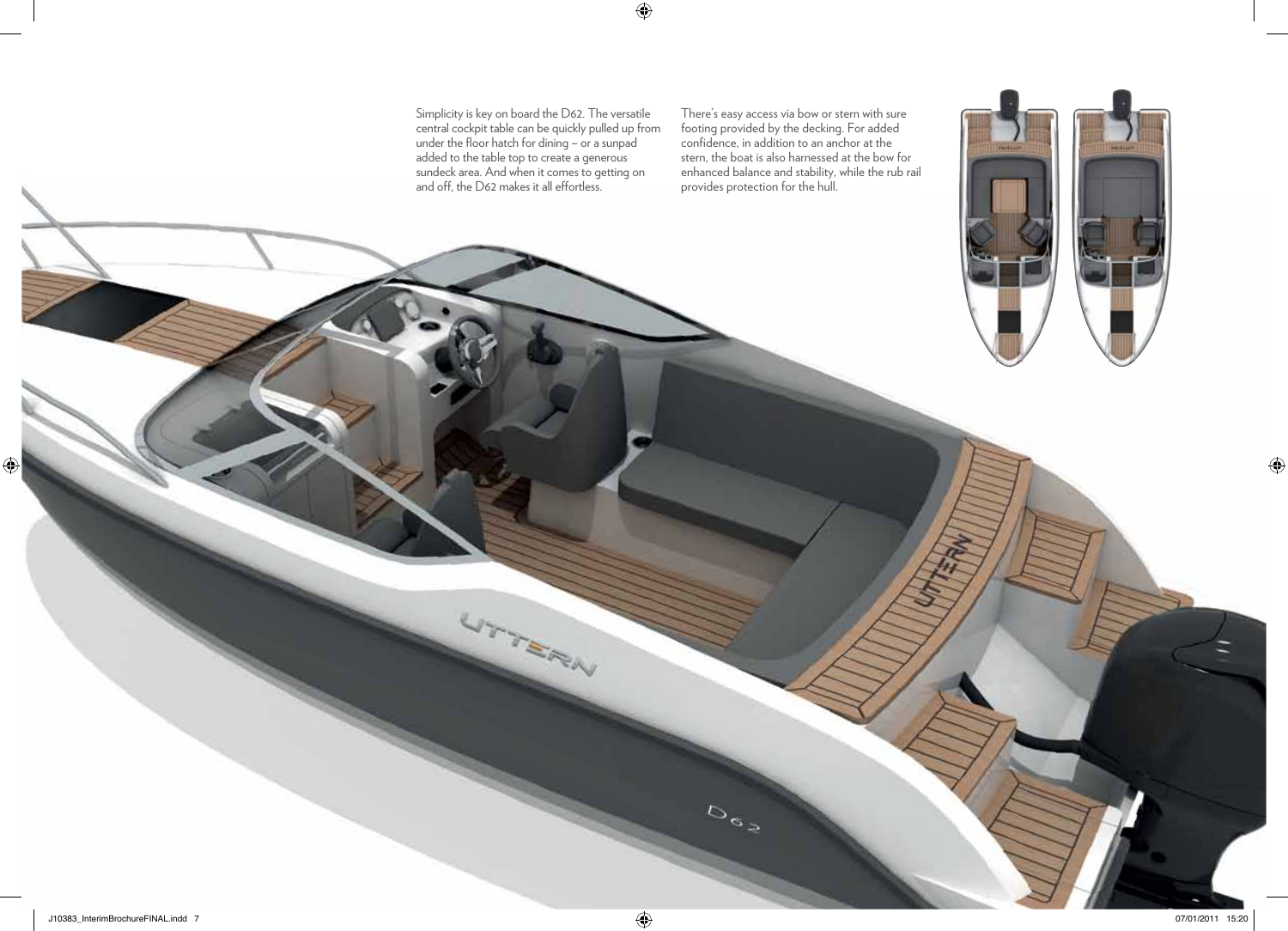Simplicity is key on board the D62. The versatile central cockpit table can be quickly pulled up from under the floor hatch for dining – or a sunpad added to the table top to create a generous sundeck area. And when it comes to getting on and off, the D62 makes it all effortless.

There's easy access via bow or stern with sure footing provided by the decking. For added confidence, in addition to an anchor at the stern, the boat is also harnessed at the bow for enhanced balance and stability, while the rub rail provides protection for the hull.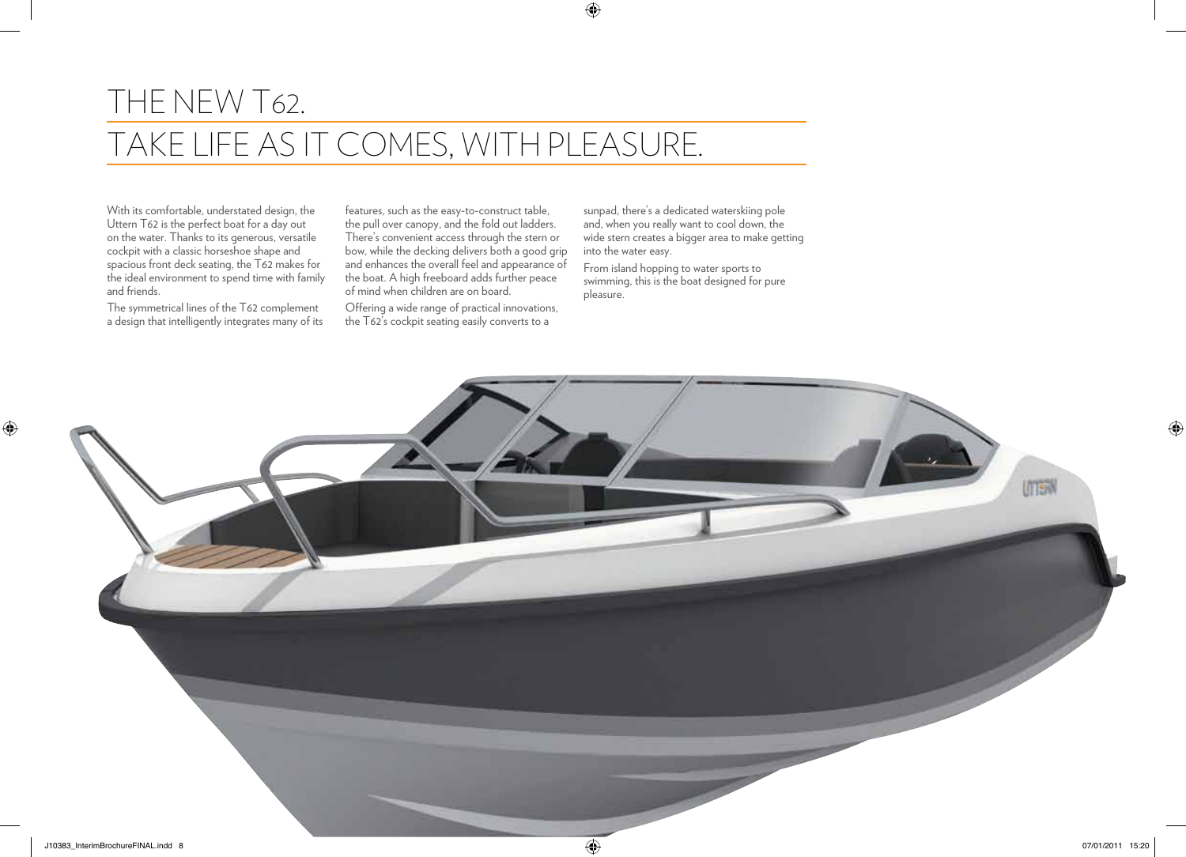# THE NEW T62.
# TAKE LIFE AS IT COMES, WITH PLEASURE.

With its comfortable, understated design, the Uttern T62 is the perfect boat for a day out on the water. Thanks to its generous, versatile cockpit with a classic horseshoe shape and spacious front deck seating, the T62 makes for the ideal environment to spend time with family and friends.

The symmetrical lines of the T62 complement a design that intelligently integrates many of its features, such as the easy-to-construct table, the pull over canopy, and the fold out ladders. There's convenient access through the stern or bow, while the decking delivers both a good grip and enhances the overall feel and appearance of the boat. A high freeboard adds further peace of mind when children are on board.

Offering a wide range of practical innovations, the T62's cockpit seating easily converts to a sunpad, there's a dedicated waterskiing pole and, when you really want to cool down, the wide stern creates a bigger area to make getting into the water easy.

From island hopping to water sports to swimming, this is the boat designed for pure pleasure.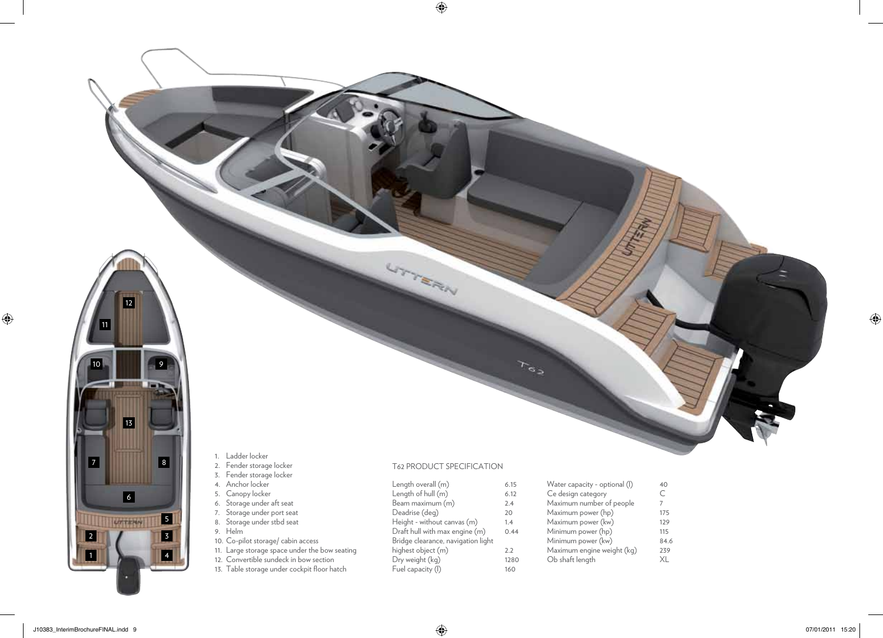1. Ladder locker
2. Fender storage locker
3. Fender storage locker
4. Anchor locker
5. Canopy locker
6. Storage under aft seat
7. Storage under port seat
8. Storage under stbd seat
9. Helm
10. Co-pilot storage/ cabin access
11. Large storage space under the bow seating
12. Convertible sundeck in bow section
13. Table storage under cockpit floor hatch

## T62 PRODUCT SPECIFICATION

| | |
|---|---|
| Length overall (m) | 6.15 |
| Length of hull (m) | 6.12 |
| Beam maximum (m) | 2.4 |
| Deadrise (deg) | 20 |
| Height - without canvas (m) | 1.4 |
| Draft hull with max engine (m) | 0.44 |
| Bridge clearance, navigation light highest object (m) | 2.2 |
| Dry weight (kg) | 1280 |
| Fuel capacity (l) | 160 |
| Water capacity - optional (l) | 40 |
| Ce design category | C |
| Maximum number of people | 7 |
| Maximum power (hp) | 175 |
| Maximum power (kw) | 129 |
| Minimum power (hp) | 115 |
| Minimum power (kw) | 84.6 |
| Maximum engine weight (kg) | 239 |
| Ob shaft length | XL |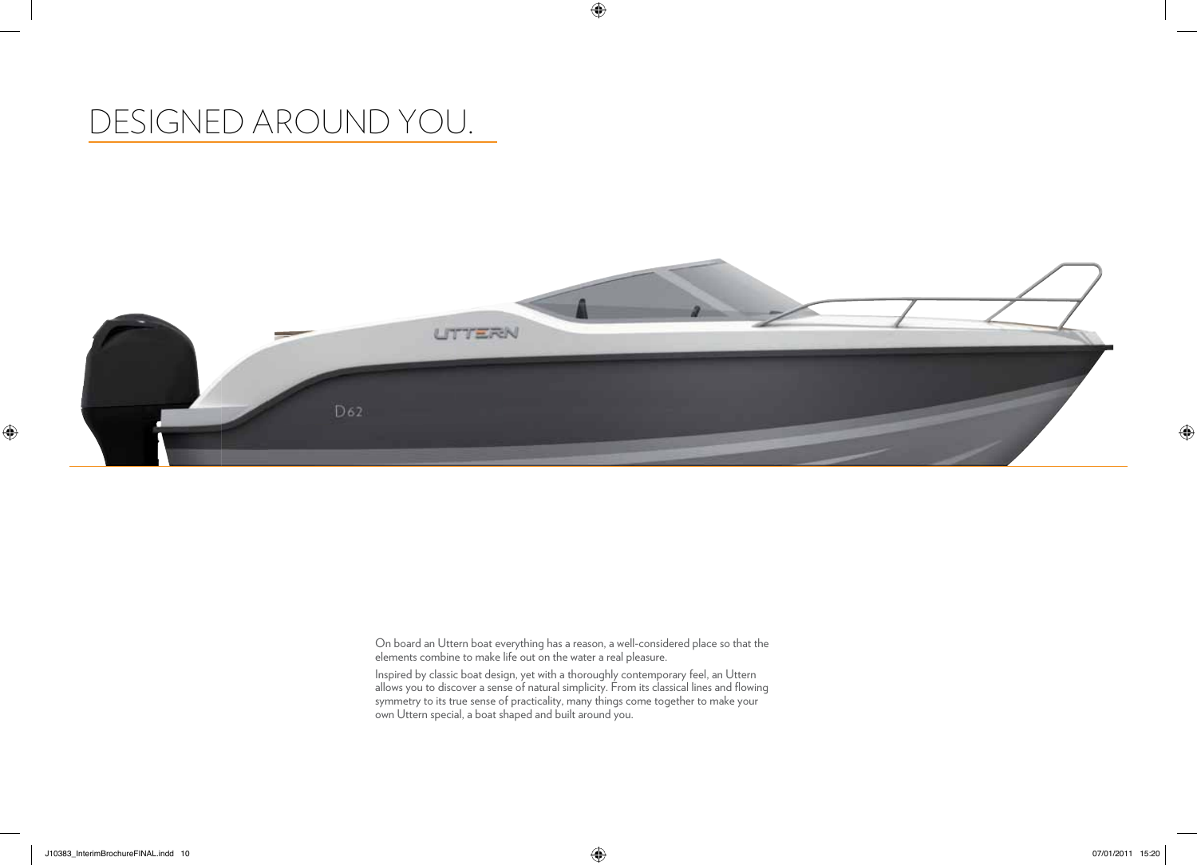# DESIGNED AROUND YOU.

On board an Uttern boat everything has a reason, a well-considered place so that the elements combine to make life out on the water a real pleasure.

Inspired by classic boat design, yet with a thoroughly contemporary feel, an Uttern allows you to discover a sense of natural simplicity. From its classical lines and flowing symmetry to its true sense of practicality, many things come together to make your own Uttern special, a boat shaped and built around you.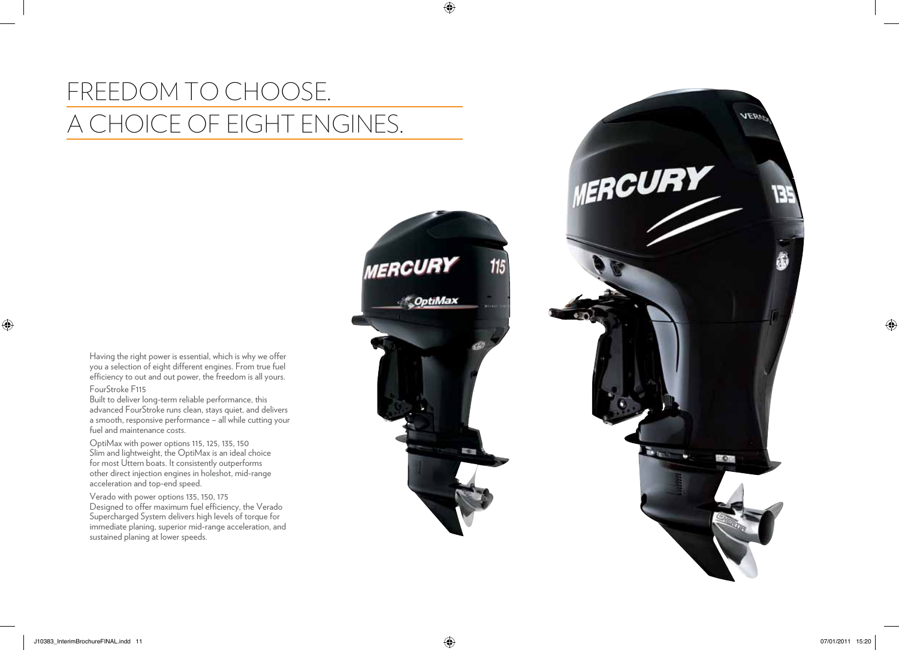# FREEDOM TO CHOOSE.
# A CHOICE OF EIGHT ENGINES.

Having the right power is essential, which is why we offer you a selection of eight different engines. From true fuel efficiency to out and out power, the freedom is all yours.

FourStroke F115
Built to deliver long-term reliable performance, this advanced FourStroke runs clean, stays quiet, and delivers a smooth, responsive performance – all while cutting your fuel and maintenance costs.

OptiMax with power options 115, 125, 135, 150
Slim and lightweight, the OptiMax is an ideal choice for most Uttern boats. It consistently outperforms other direct injection engines in holeshot, mid-range acceleration and top-end speed.

Verado with power options 135, 150, 175
Designed to offer maximum fuel efficiency, the Verado Supercharged System delivers high levels of torque for immediate planing, superior mid-range acceleration, and sustained planing at lower speeds.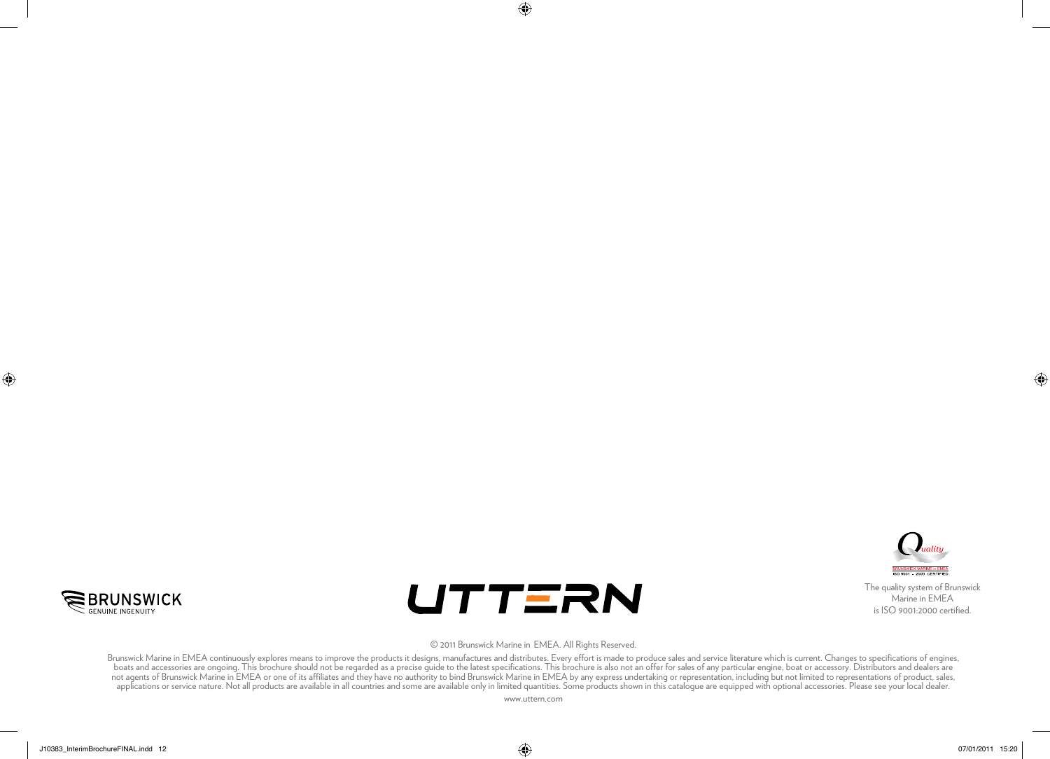BRUNSWICK
GENUINE INGENUITY

UTTERN

The quality system of Brunswick Marine in EMEA is ISO 9001:2000 certified.

© 2011 Brunswick Marine in EMEA. All Rights Reserved.

Brunswick Marine in EMEA continuously explores means to improve the products it designs, manufactures and distributes. Every effort is made to produce sales and service literature which is current. Changes to specifications of engines, boats and accessories are ongoing. This brochure should not be regarded as a precise guide to the latest specifications. This brochure is also not an offer for sales of any particular engine, boat or accessory. Distributors and dealers are not agents of Brunswick Marine in EMEA or one of its affiliates and they have no authority to bind Brunswick Marine in EMEA by any express undertaking or representation, including but not limited to representations of product, sales, applications or service nature. Not all products are available in all countries and some are available only in limited quantities. Some products shown in this catalogue are equipped with optional accessories. Please see your local dealer.

www.uttern.com